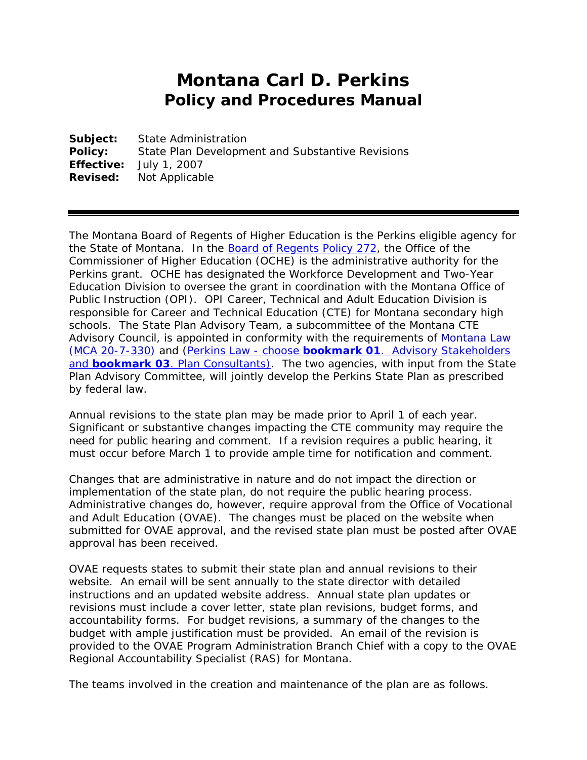# Montana Carl D. Perkins
## Policy and Procedures Manual

**Subject:** State Administration
**Policy:** State Plan Development and Substantive Revisions
**Effective:** July 1, 2007
**Revised:** Not Applicable

---

The Montana Board of Regents of Higher Education is the Perkins eligible agency for the State of Montana. In the Board of Regents Policy 272, the Office of the Commissioner of Higher Education (OCHE) is the administrative authority for the Perkins grant. OCHE has designated the Workforce Development and Two-Year Education Division to oversee the grant in coordination with the Montana Office of Public Instruction (OPI). OPI Career, Technical and Adult Education Division is responsible for Career and Technical Education (CTE) for Montana secondary high schools. The State Plan Advisory Team, a subcommittee of the Montana CTE Advisory Council, is appointed in conformity with the requirements of Montana Law (MCA 20-7-330) and (Perkins Law - choose **bookmark 01**. Advisory Stakeholders and **bookmark 03**. Plan Consultants). The two agencies, with input from the State Plan Advisory Committee, will jointly develop the Perkins State Plan as prescribed by federal law.

Annual revisions to the state plan may be made prior to April 1 of each year. Significant or substantive changes impacting the CTE community may require the need for public hearing and comment. If a revision requires a public hearing, it must occur before March 1 to provide ample time for notification and comment.

Changes that are administrative in nature and do not impact the direction or implementation of the state plan, do not require the public hearing process. Administrative changes do, however, require approval from the Office of Vocational and Adult Education (OVAE). The changes must be placed on the website when submitted for OVAE approval, and the revised state plan must be posted after OVAE approval has been received.

OVAE requests states to submit their state plan and annual revisions to their website. An email will be sent annually to the state director with detailed instructions and an updated website address. Annual state plan updates or revisions must include a cover letter, state plan revisions, budget forms, and accountability forms. For budget revisions, a summary of the changes to the budget with ample justification must be provided. An email of the revision is provided to the OVAE Program Administration Branch Chief with a copy to the OVAE Regional Accountability Specialist (RAS) for Montana.

The teams involved in the creation and maintenance of the plan are as follows.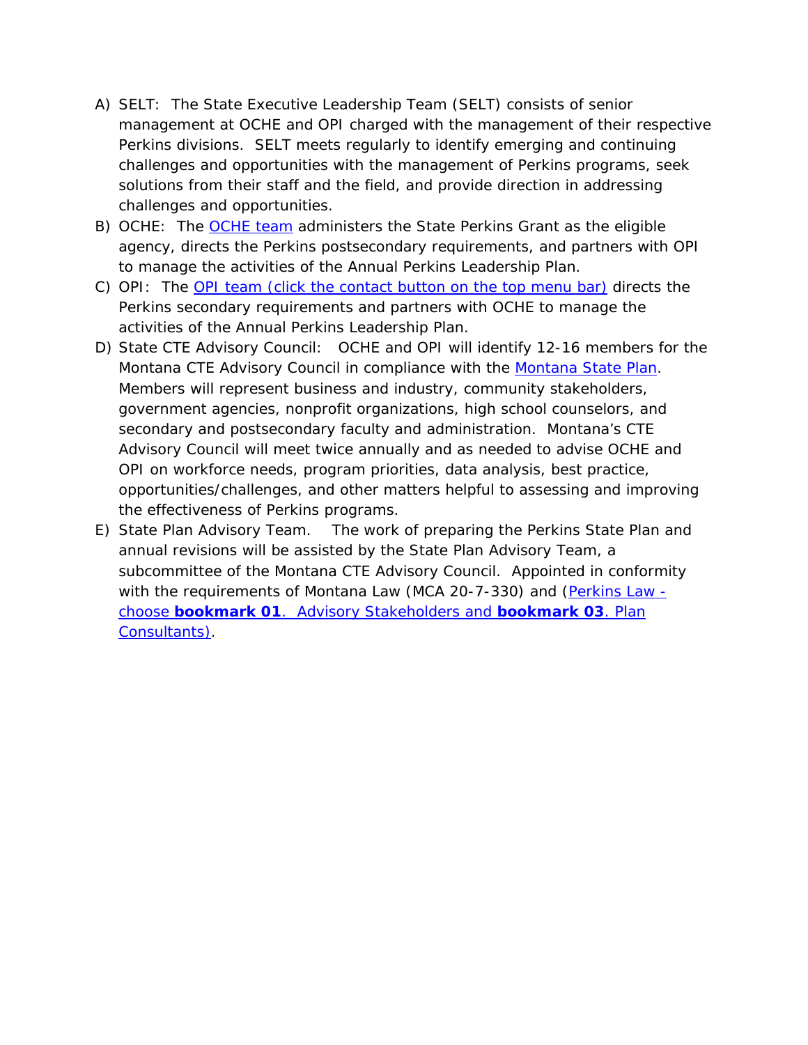A) SELT: The State Executive Leadership Team (SELT) consists of senior management at OCHE and OPI charged with the management of their respective Perkins divisions. SELT meets regularly to identify emerging and continuing challenges and opportunities with the management of Perkins programs, seek solutions from their staff and the field, and provide direction in addressing challenges and opportunities.

B) OCHE: The OCHE team administers the State Perkins Grant as the eligible agency, directs the Perkins postsecondary requirements, and partners with OPI to manage the activities of the Annual Perkins Leadership Plan.

C) OPI: The OPI team (click the contact button on the top menu bar) directs the Perkins secondary requirements and partners with OCHE to manage the activities of the Annual Perkins Leadership Plan.

D) State CTE Advisory Council: OCHE and OPI will identify 12-16 members for the Montana CTE Advisory Council in compliance with the Montana State Plan. Members will represent business and industry, community stakeholders, government agencies, nonprofit organizations, high school counselors, and secondary and postsecondary faculty and administration. Montana's CTE Advisory Council will meet twice annually and as needed to advise OCHE and OPI on workforce needs, program priorities, data analysis, best practice, opportunities/challenges, and other matters helpful to assessing and improving the effectiveness of Perkins programs.

E) State Plan Advisory Team. The work of preparing the Perkins State Plan and annual revisions will be assisted by the State Plan Advisory Team, a subcommittee of the Montana CTE Advisory Council. Appointed in conformity with the requirements of Montana Law (MCA 20-7-330) and (Perkins Law - choose **bookmark 01**. Advisory Stakeholders and **bookmark 03**. Plan Consultants).